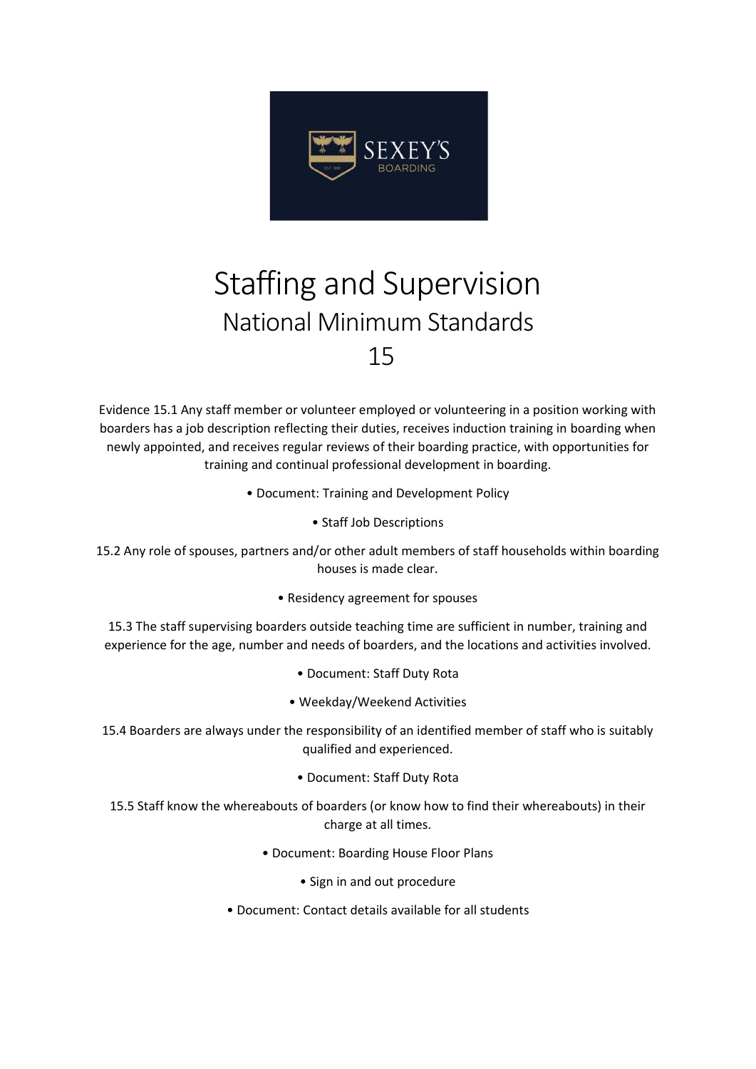# Staffing and Supervision

## National Minimum Standards

## 15

Evidence 15.1 Any staff member or volunteer employed or volunteering in a position working with boarders has a job description reflecting their duties, receives induction training in boarding when newly appointed, and receives regular reviews of their boarding practice, with opportunities for training and continual professional development in boarding.

- Document: Training and Development Policy
- Staff Job Descriptions

15.2 Any role of spouses, partners and/or other adult members of staff households within boarding houses is made clear.

- Residency agreement for spouses

15.3 The staff supervising boarders outside teaching time are sufficient in number, training and experience for the age, number and needs of boarders, and the locations and activities involved.

- Document: Staff Duty Rota
- Weekday/Weekend Activities

15.4 Boarders are always under the responsibility of an identified member of staff who is suitably qualified and experienced.

- Document: Staff Duty Rota

15.5 Staff know the whereabouts of boarders (or know how to find their whereabouts) in their charge at all times.

- Document: Boarding House Floor Plans
- Sign in and out procedure
- Document: Contact details available for all students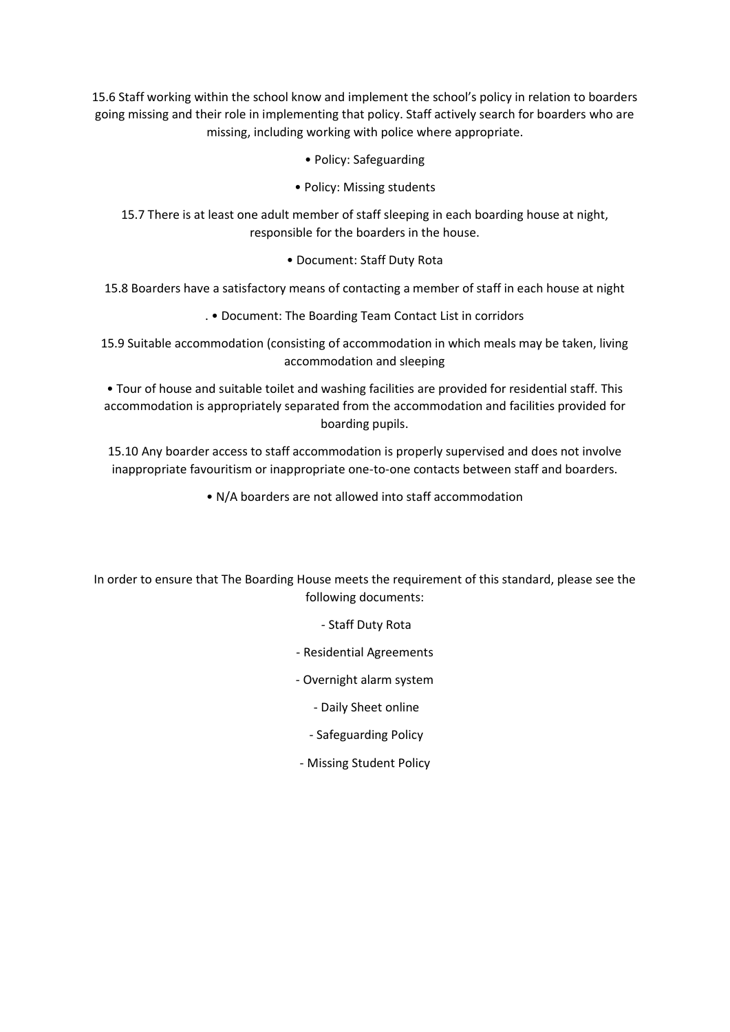15.6 Staff working within the school know and implement the school's policy in relation to boarders going missing and their role in implementing that policy. Staff actively search for boarders who are missing, including working with police where appropriate.

- Policy: Safeguarding
- Policy: Missing students

15.7 There is at least one adult member of staff sleeping in each boarding house at night, responsible for the boarders in the house.

- Document: Staff Duty Rota

15.8 Boarders have a satisfactory means of contacting a member of staff in each house at night

. • Document: The Boarding Team Contact List in corridors

15.9 Suitable accommodation (consisting of accommodation in which meals may be taken, living accommodation and sleeping

• Tour of house and suitable toilet and washing facilities are provided for residential staff. This accommodation is appropriately separated from the accommodation and facilities provided for boarding pupils.

15.10 Any boarder access to staff accommodation is properly supervised and does not involve inappropriate favouritism or inappropriate one-to-one contacts between staff and boarders.

- N/A boarders are not allowed into staff accommodation

In order to ensure that The Boarding House meets the requirement of this standard, please see the following documents:

- Staff Duty Rota
- Residential Agreements
- Overnight alarm system
- Daily Sheet online
- Safeguarding Policy
- Missing Student Policy